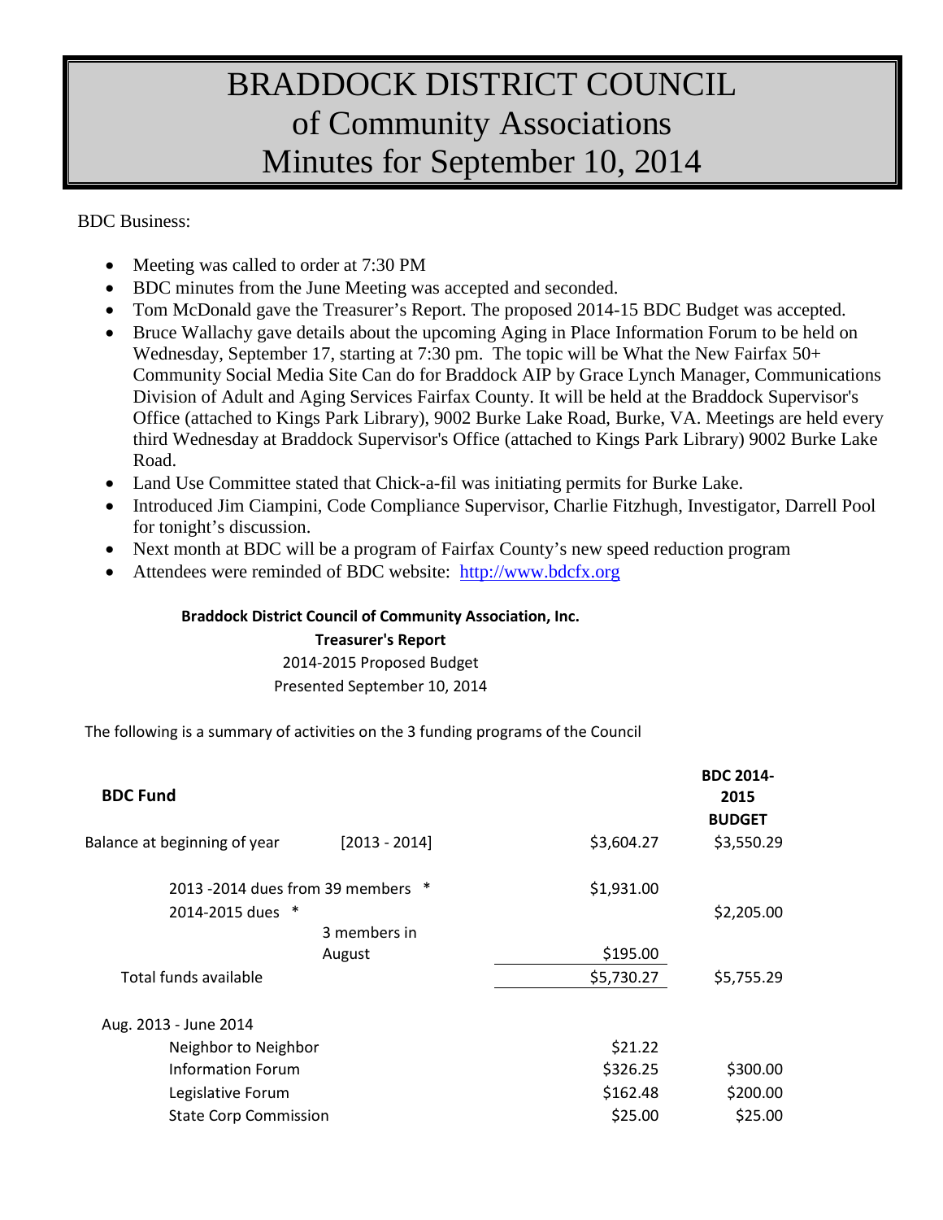# BRADDOCK DISTRICT COUNCIL of Community Associations Minutes for September 10, 2014

BDC Business:

- Meeting was called to order at 7:30 PM
- BDC minutes from the June Meeting was accepted and seconded.
- Tom McDonald gave the Treasurer's Report. The proposed 2014-15 BDC Budget was accepted.
- Bruce Wallachy gave details about the upcoming Aging in Place Information Forum to be held on Wednesday, September 17, starting at 7:30 pm. The topic will be What the New Fairfax 50+ Community Social Media Site Can do for Braddock AIP by Grace Lynch Manager, Communications Division of Adult and Aging Services Fairfax County. It will be held at the Braddock Supervisor's Office (attached to Kings Park Library), 9002 Burke Lake Road, Burke, VA. Meetings are held every third Wednesday at Braddock Supervisor's Office (attached to Kings Park Library) 9002 Burke Lake Road.
- Land Use Committee stated that Chick-a-fil was initiating permits for Burke Lake.
- Introduced Jim Ciampini, Code Compliance Supervisor, Charlie Fitzhugh, Investigator, Darrell Pool for tonight's discussion.
- Next month at BDC will be a program of Fairfax County's new speed reduction program
- Attendees were reminded of BDC website: [http://www.bdcfx.org](http://www.bdcfx.org)

**Braddock District Council of Community Association, Inc.**

**Treasurer's Report**

2014-2015 Proposed Budget

Presented September 10, 2014

The following is a summary of activities on the 3 funding programs of the Council

| **BDC Fund** | | | **BDC 2014-2015 BUDGET** |
|---|---|---|---|
| Balance at beginning of year | [2013 - 2014] | $3,604.27 | $3,550.29 |
| 2013 -2014 dues from 39 members * | | $1,931.00 | |
| 2014-2015 dues * | | | $2,205.00 |
| | 3 members in August | $195.00 | |
| Total funds available | | $5,730.27 | $5,755.29 |
| Aug. 2013 - June 2014 | | | |
| Neighbor to Neighbor | | $21.22 | |
| Information Forum | | $326.25 | $300.00 |
| Legislative Forum | | $162.48 | $200.00 |
| State Corp Commission | | $25.00 | $25.00 |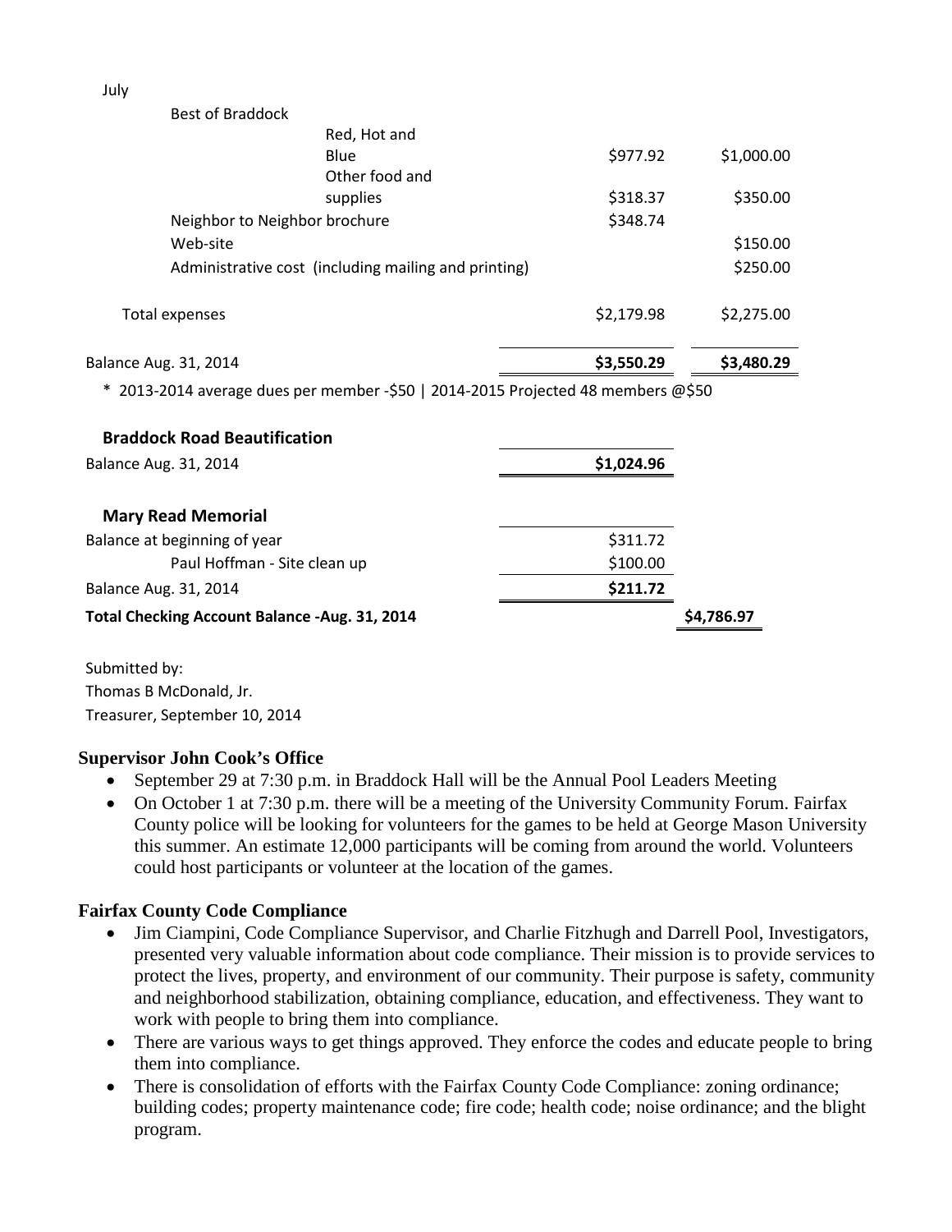| | | |
|---|---|---|
| July | | |
| Best of Braddock | | |
| Red, Hot and Blue | $977.92 | $1,000.00 |
| Other food and supplies | $318.37 | $350.00 |
| Neighbor to Neighbor brochure | $348.74 | |
| Web-site | | $150.00 |
| Administrative cost (including mailing and printing) | | $250.00 |
| Total expenses | $2,179.98 | $2,275.00 |
| Balance Aug. 31, 2014 | **$3,550.29** | **$3,480.29** |

* 2013-2014 average dues per member -$50 | 2014-2015 Projected 48 members @$50

| | | |
|---|---|---|
| **Braddock Road Beautification** | | |
| Balance Aug. 31, 2014 | **$1,024.96** | |
| **Mary Read Memorial** | | |
| Balance at beginning of year | $311.72 | |
| Paul Hoffman - Site clean up | $100.00 | |
| Balance Aug. 31, 2014 | **$211.72** | |
| **Total Checking Account Balance -Aug. 31, 2014** | | **$4,786.97** |

Submitted by:
Thomas B McDonald, Jr.
Treasurer, September 10, 2014

### Supervisor John Cook's Office

- September 29 at 7:30 p.m. in Braddock Hall will be the Annual Pool Leaders Meeting
- On October 1 at 7:30 p.m. there will be a meeting of the University Community Forum. Fairfax County police will be looking for volunteers for the games to be held at George Mason University this summer. An estimate 12,000 participants will be coming from around the world. Volunteers could host participants or volunteer at the location of the games.

### Fairfax County Code Compliance

- Jim Ciampini, Code Compliance Supervisor, and Charlie Fitzhugh and Darrell Pool, Investigators, presented very valuable information about code compliance. Their mission is to provide services to protect the lives, property, and environment of our community. Their purpose is safety, community and neighborhood stabilization, obtaining compliance, education, and effectiveness. They want to work with people to bring them into compliance.
- There are various ways to get things approved. They enforce the codes and educate people to bring them into compliance.
- There is consolidation of efforts with the Fairfax County Code Compliance: zoning ordinance; building codes; property maintenance code; fire code; health code; noise ordinance; and the blight program.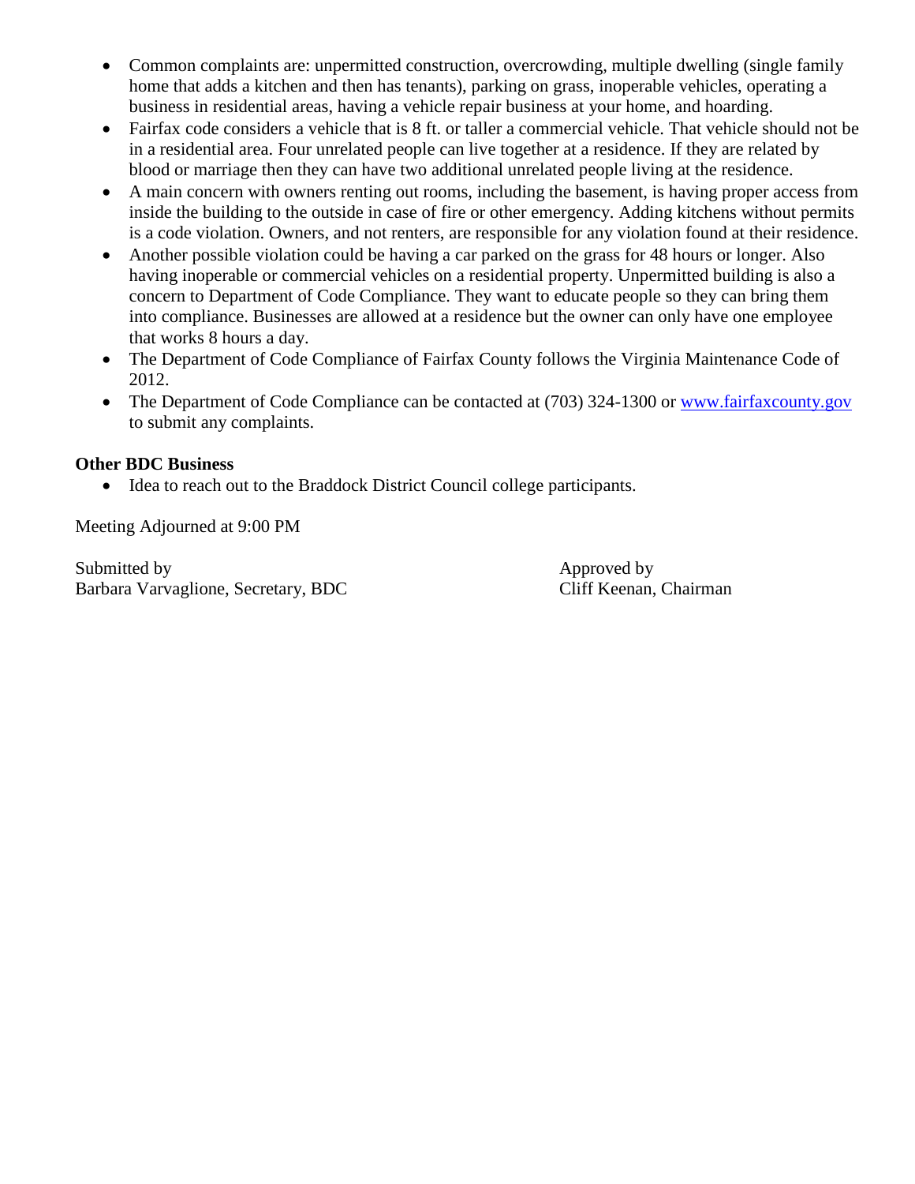- Common complaints are: unpermitted construction, overcrowding, multiple dwelling (single family home that adds a kitchen and then has tenants), parking on grass, inoperable vehicles, operating a business in residential areas, having a vehicle repair business at your home, and hoarding.
- Fairfax code considers a vehicle that is 8 ft. or taller a commercial vehicle. That vehicle should not be in a residential area. Four unrelated people can live together at a residence. If they are related by blood or marriage then they can have two additional unrelated people living at the residence.
- A main concern with owners renting out rooms, including the basement, is having proper access from inside the building to the outside in case of fire or other emergency. Adding kitchens without permits is a code violation. Owners, and not renters, are responsible for any violation found at their residence.
- Another possible violation could be having a car parked on the grass for 48 hours or longer. Also having inoperable or commercial vehicles on a residential property. Unpermitted building is also a concern to Department of Code Compliance. They want to educate people so they can bring them into compliance. Businesses are allowed at a residence but the owner can only have one employee that works 8 hours a day.
- The Department of Code Compliance of Fairfax County follows the Virginia Maintenance Code of 2012.
- The Department of Code Compliance can be contacted at (703) 324-1300 or [www.fairfaxcounty.gov](http://www.fairfaxcounty.gov) to submit any complaints.

**Other BDC Business**

- Idea to reach out to the Braddock District Council college participants.

Meeting Adjourned at 9:00 PM

Submitted by
Barbara Varvaglione, Secretary, BDC

Approved by
Cliff Keenan, Chairman